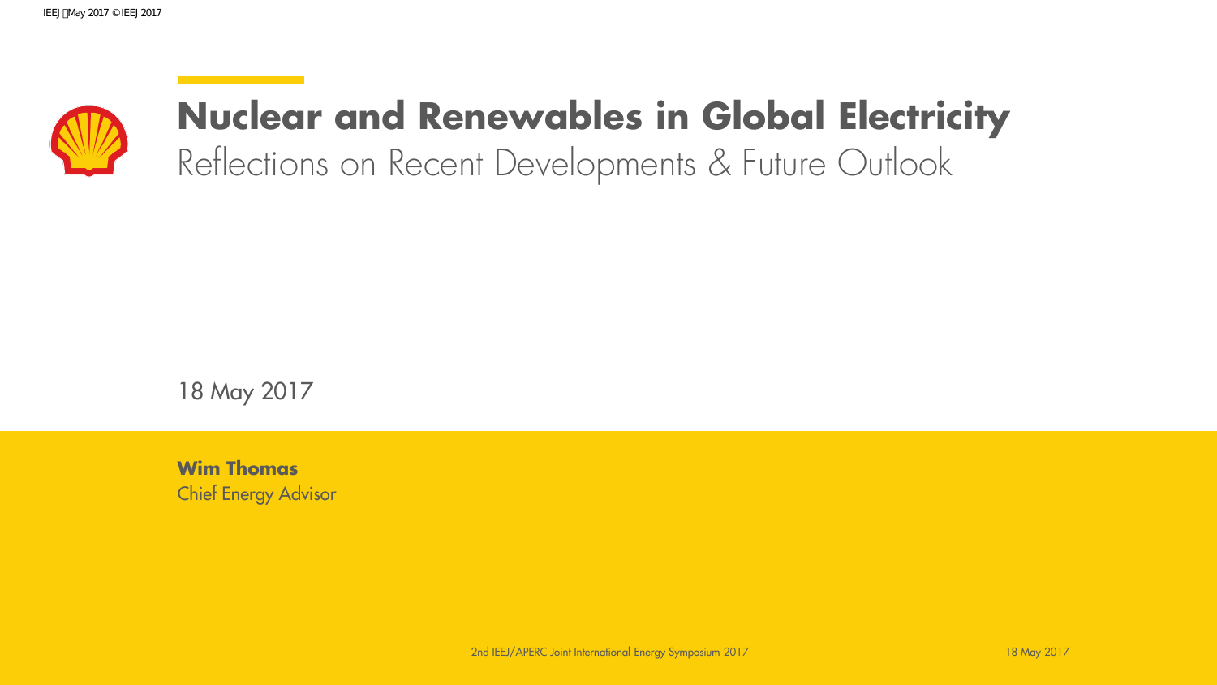# Nuclear and Renewables in Global Electricity

Reflections on Recent Developments & Future Outlook

18 May 2017

**Wim Thomas**
Chief Energy Advisor

2nd IEEJ/APERC Joint International Energy Symposium 2017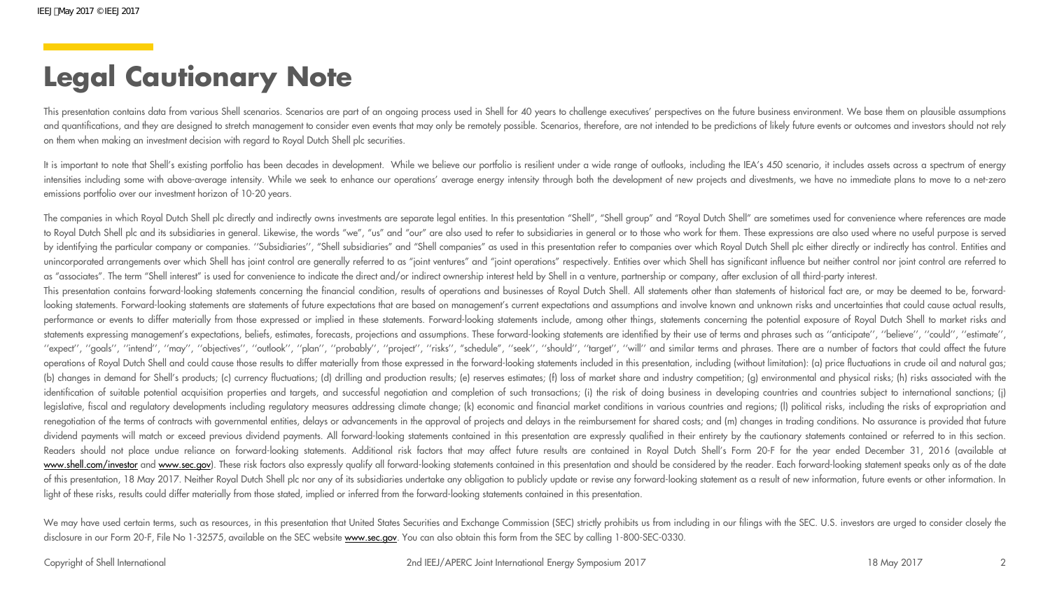# Legal Cautionary Note

This presentation contains data from various Shell scenarios. Scenarios are part of an ongoing process used in Shell for 40 years to challenge executives' perspectives on the future business environment. We base them on plausible assumptions and quantifications, and they are designed to stretch management to consider even events that may only be remotely possible. Scenarios, therefore, are not intended to be predictions of likely future events or outcomes and investors should not rely on them when making an investment decision with regard to Royal Dutch Shell plc securities.

It is important to note that Shell's existing portfolio has been decades in development. While we believe our portfolio is resilient under a wide range of outlooks, including the IEA's 450 scenario, it includes assets across a spectrum of energy intensities including some with above-average intensity. While we seek to enhance our operations' average energy intensity through both the development of new projects and divestments, we have no immediate plans to move to a net-zero emissions portfolio over our investment horizon of 10-20 years.

The companies in which Royal Dutch Shell plc directly and indirectly owns investments are separate legal entities. In this presentation "Shell", "Shell group" and "Royal Dutch Shell" are sometimes used for convenience where references are made to Royal Dutch Shell plc and its subsidiaries in general. Likewise, the words "we", "us" and "our" are also used to refer to subsidiaries in general or to those who work for them. These expressions are also used where no useful purpose is served by identifying the particular company or companies. ''Subsidiaries'', "Shell subsidiaries" and "Shell companies" as used in this presentation refer to companies over which Royal Dutch Shell plc either directly or indirectly has control. Entities and unincorporated arrangements over which Shell has joint control are generally referred to as "joint ventures" and "joint operations" respectively. Entities over which Shell has significant influence but neither control nor joint control are referred to as "associates". The term "Shell interest" is used for convenience to indicate the direct and/or indirect ownership interest held by Shell in a venture, partnership or company, after exclusion of all third-party interest.

This presentation contains forward-looking statements concerning the financial condition, results of operations and businesses of Royal Dutch Shell. All statements other than statements of historical fact are, or may be deemed to be, forward-looking statements. Forward-looking statements are statements of future expectations that are based on management's current expectations and assumptions and involve known and unknown risks and uncertainties that could cause actual results, performance or events to differ materially from those expressed or implied in these statements. Forward-looking statements include, among other things, statements concerning the potential exposure of Royal Dutch Shell to market risks and statements expressing management's expectations, beliefs, estimates, forecasts, projections and assumptions. These forward-looking statements are identified by their use of terms and phrases such as ''anticipate'', ''believe'', ''could'', ''estimate'', ''expect'', ''goals'', ''intend'', ''may'', ''objectives'', ''outlook'', ''plan'', ''probably'', ''project'', ''risks'', "schedule", ''seek'', ''should'', ''target'', ''will'' and similar terms and phrases. There are a number of factors that could affect the future operations of Royal Dutch Shell and could cause those results to differ materially from those expressed in the forward-looking statements included in this presentation, including (without limitation): (a) price fluctuations in crude oil and natural gas; (b) changes in demand for Shell's products; (c) currency fluctuations; (d) drilling and production results; (e) reserves estimates; (f) loss of market share and industry competition; (g) environmental and physical risks; (h) risks associated with the identification of suitable potential acquisition properties and targets, and successful negotiation and completion of such transactions; (i) the risk of doing business in developing countries and countries subject to international sanctions; (j) legislative, fiscal and regulatory developments including regulatory measures addressing climate change; (k) economic and financial market conditions in various countries and regions; (l) political risks, including the risks of expropriation and renegotiation of the terms of contracts with governmental entities, delays or advancements in the approval of projects and delays in the reimbursement for shared costs; and (m) changes in trading conditions. No assurance is provided that future dividend payments will match or exceed previous dividend payments. All forward-looking statements contained in this presentation are expressly qualified in their entirety by the cautionary statements contained or referred to in this section. Readers should not place undue reliance on forward-looking statements. Additional risk factors that may affect future results are contained in Royal Dutch Shell's Form 20-F for the year ended December 31, 2016 (available at www.shell.com/investor and www.sec.gov). These risk factors also expressly qualify all forward-looking statements contained in this presentation and should be considered by the reader. Each forward-looking statement speaks only as of the date of this presentation, 18 May 2017. Neither Royal Dutch Shell plc nor any of its subsidiaries undertake any obligation to publicly update or revise any forward-looking statement as a result of new information, future events or other information. In light of these risks, results could differ materially from those stated, implied or inferred from the forward-looking statements contained in this presentation.

We may have used certain terms, such as resources, in this presentation that United States Securities and Exchange Commission (SEC) strictly prohibits us from including in our filings with the SEC. U.S. investors are urged to consider closely the disclosure in our Form 20-F, File No 1-32575, available on the SEC website www.sec.gov. You can also obtain this form from the SEC by calling 1-800-SEC-0330.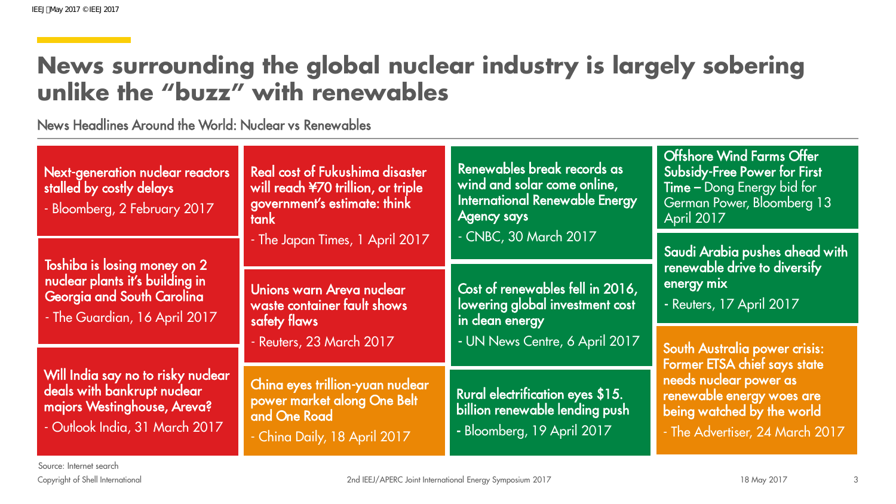# News surrounding the global nuclear industry is largely sobering unlike the "buzz" with renewables

News Headlines Around the World: Nuclear vs Renewables

**Next-generation nuclear reactors stalled by costly delays**
- Bloomberg, 2 February 2017

**Toshiba is losing money on 2 nuclear plants it's building in Georgia and South Carolina**
- The Guardian, 16 April 2017

**Will India say no to risky nuclear deals with bankrupt nuclear majors Westinghouse, Areva?**
- Outlook India, 31 March 2017

**Real cost of Fukushima disaster will reach ¥70 trillion, or triple government's estimate: think tank**
- The Japan Times, 1 April 2017

**Unions warn Areva nuclear waste container fault shows safety flaws**
- Reuters, 23 March 2017

**China eyes trillion-yuan nuclear power market along One Belt and One Road**
- China Daily, 18 April 2017

**Renewables break records as wind and solar come online, International Renewable Energy Agency says**
- CNBC, 30 March 2017

**Cost of renewables fell in 2016, lowering global investment cost in clean energy**
- UN News Centre, 6 April 2017

**Rural electrification eyes $15. billion renewable lending push**
- Bloomberg, 19 April 2017

**Offshore Wind Farms Offer Subsidy-Free Power for First Time –** Dong Energy bid for German Power, Bloomberg 13 April 2017

**Saudi Arabia pushes ahead with renewable drive to diversify energy mix**
- Reuters, 17 April 2017

**South Australia power crisis: Former ETSA chief says state needs nuclear power as renewable energy woes are being watched by the world**
- The Advertiser, 24 March 2017

Source: Internet search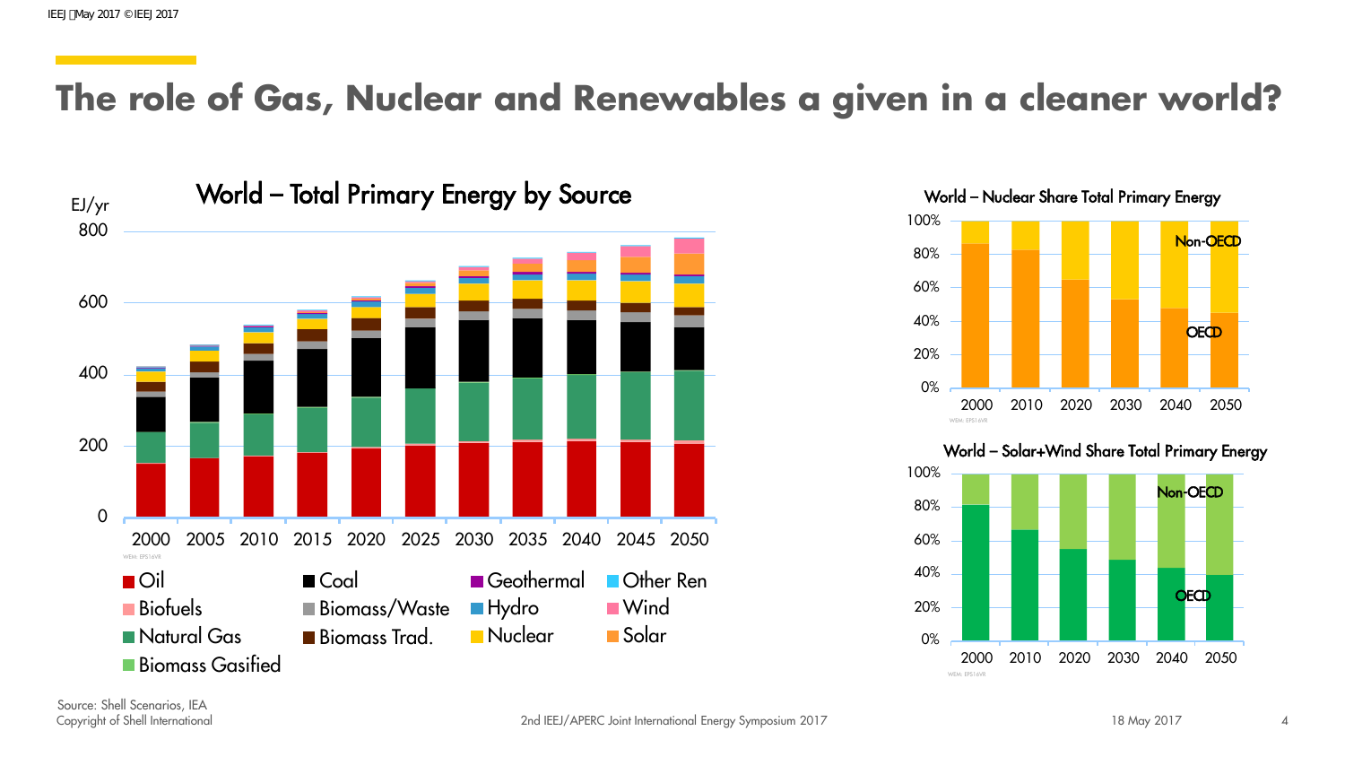# The role of Gas, Nuclear and Renewables a given in a cleaner world?

## World – Total Primary Energy by Source

EJ/yr

Legend: Oil, Biofuels, Natural Gas, Biomass Gasified, Coal, Biomass/Waste, Biomass Trad., Geothermal, Hydro, Nuclear, Other Ren, Wind, Solar

## World – Nuclear Share Total Primary Energy

Non-OECD, OECD

## World – Solar+Wind Share Total Primary Energy

Non-OECD, OECD

Source: Shell Scenarios, IEA
Copyright of Shell International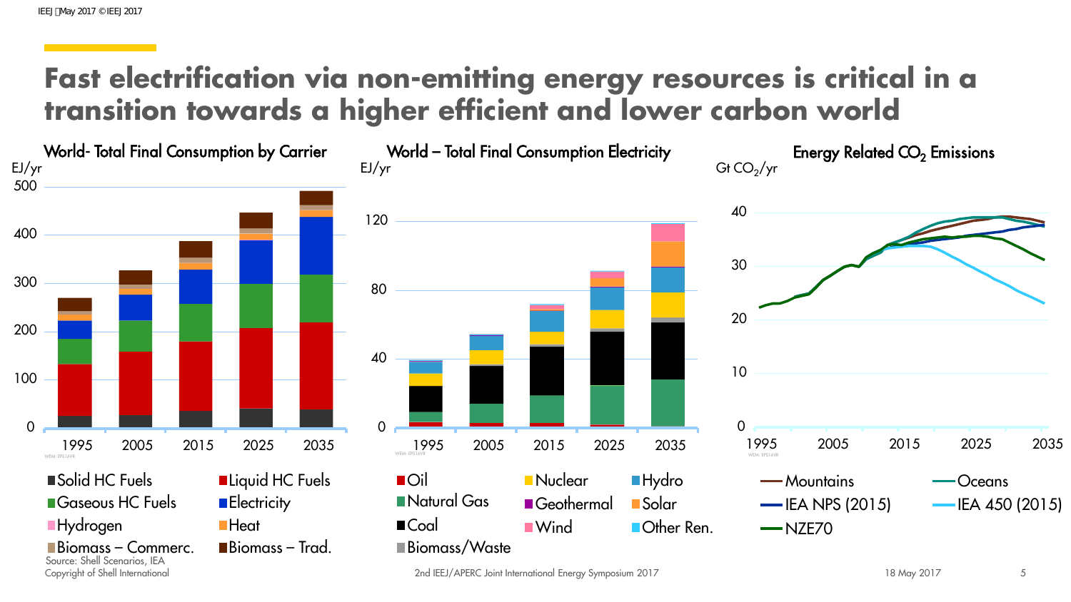# Fast electrification via non-emitting energy resources is critical in a transition towards a higher efficient and lower carbon world

### World- Total Final Consumption by Carrier

EJ/yr

Solid HC Fuels, Liquid HC Fuels, Gaseous HC Fuels, Electricity, Hydrogen, Heat, Biomass – Commerc., Biomass – Trad.

### World – Total Final Consumption Electricity

EJ/yr

Oil, Nuclear, Hydro, Natural Gas, Geothermal, Solar, Coal, Wind, Other Ren., Biomass/Waste

### Energy Related $CO_2$ Emissions

Gt $CO_2$/yr

Mountains, Oceans, IEA NPS (2015), IEA 450 (2015), NZE70

Source: Shell Scenarios, IEA
Copyright of Shell International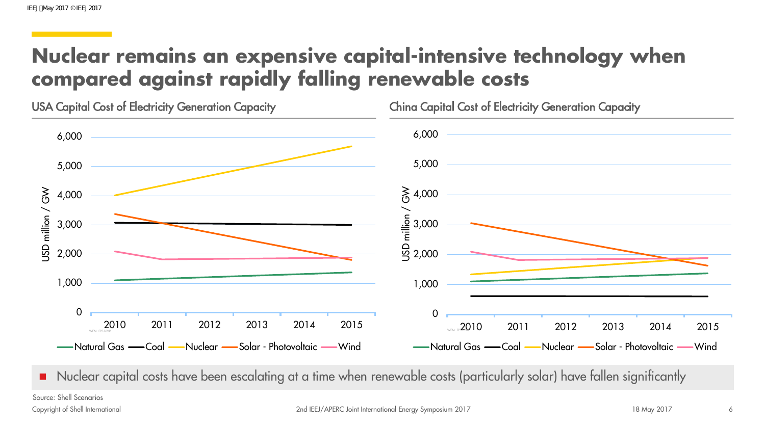# Nuclear remains an expensive capital-intensive technology when compared against rapidly falling renewable costs

USA Capital Cost of Electricity Generation Capacity

China Capital Cost of Electricity Generation Capacity

- Nuclear capital costs have been escalating at a time when renewable costs (particularly solar) have fallen significantly

Source: Shell Scenarios

Copyright of Shell International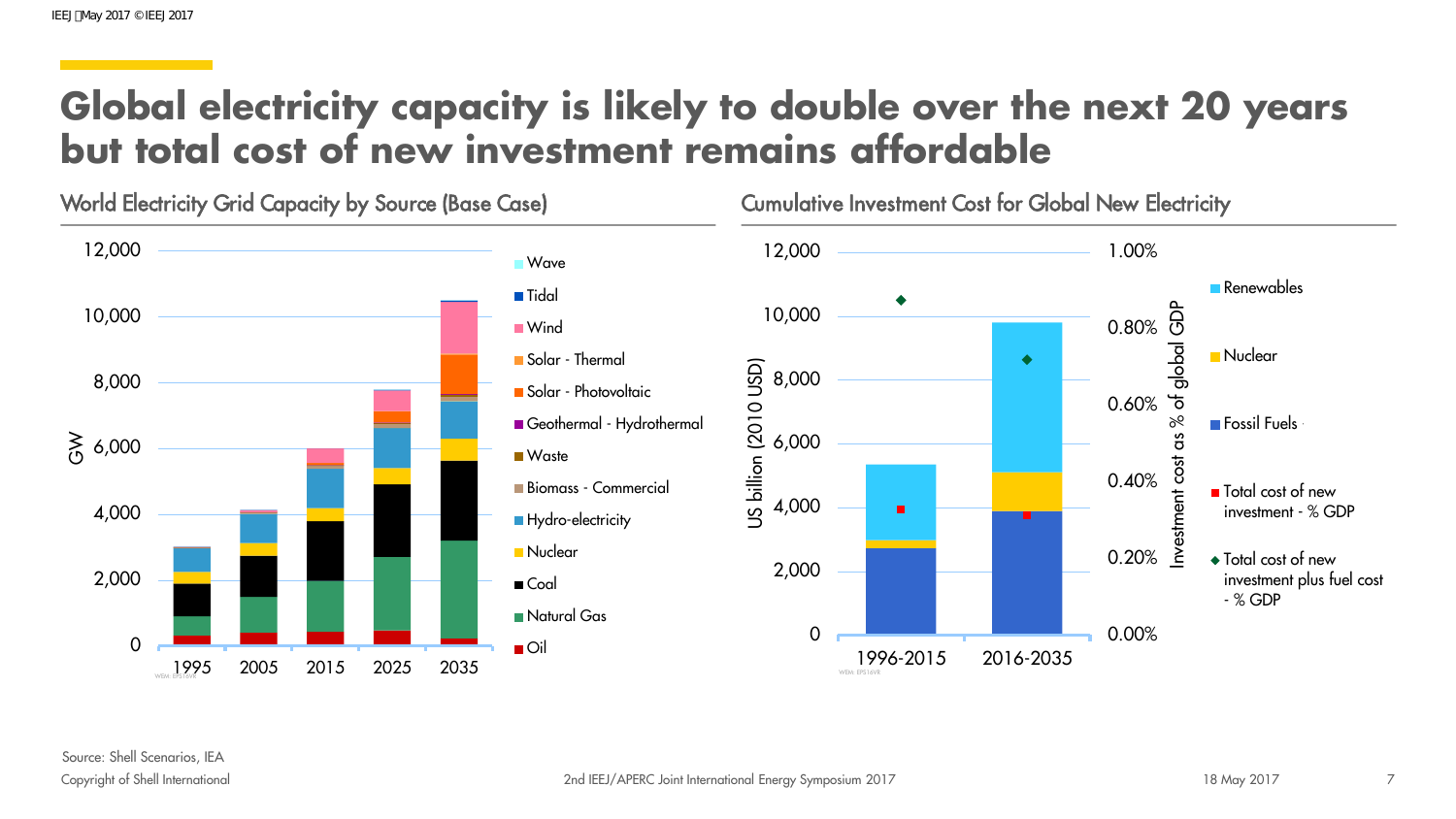# Global electricity capacity is likely to double over the next 20 years but total cost of new investment remains affordable

## World Electricity Grid Capacity by Source (Base Case)

Y-axis: GW (0 – 12,000)

X-axis: 1995, 2005, 2015, 2025, 2035

Legend: Wave, Tidal, Wind, Solar - Thermal, Solar - Photovoltaic, Geothermal - Hydrothermal, Waste, Biomass - Commercial, Hydro-electricity, Nuclear, Coal, Natural Gas, Oil

## Cumulative Investment Cost for Global New Electricity

Left axis: US billion (2010 USD) (0 – 12,000)

Right axis: Investment cost as % of global GDP (0.00% – 1.00%)

X-axis: 1996-2015, 2016-2035

Legend: Renewables, Nuclear, Fossil Fuels, Total cost of new investment - % GDP, Total cost of new investment plus fuel cost - % GDP

Source: Shell Scenarios, IEA

Copyright of Shell International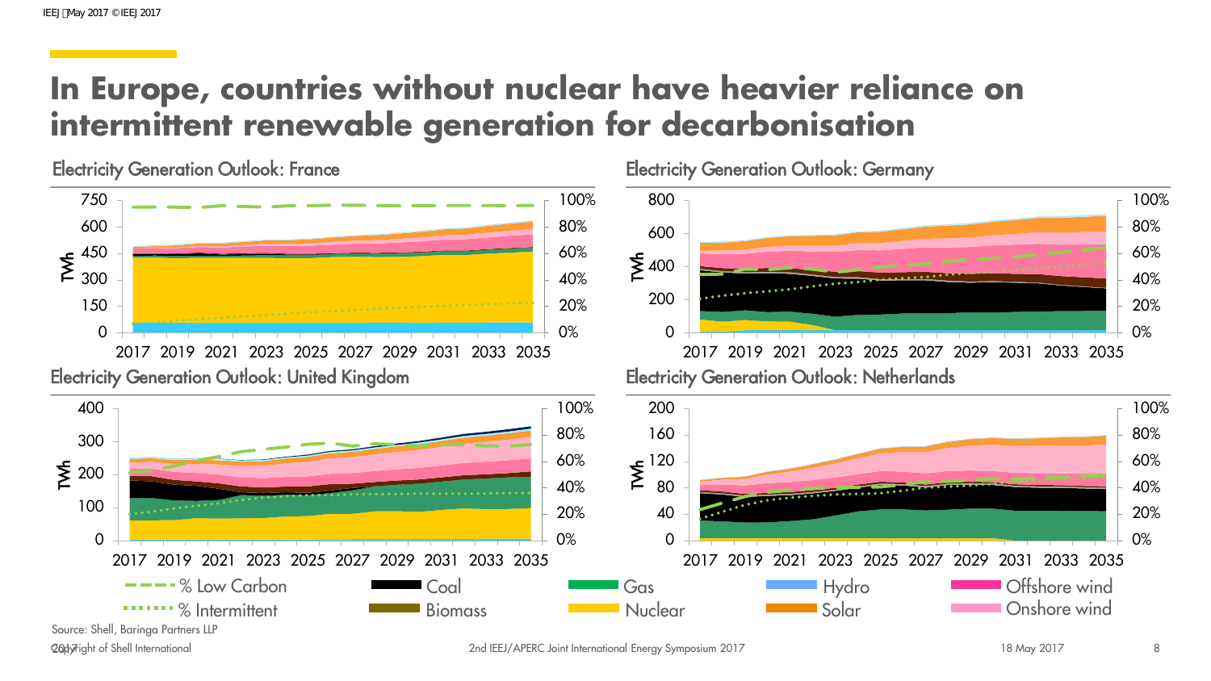# In Europe, countries without nuclear have heavier reliance on intermittent renewable generation for decarbonisation

Electricity Generation Outlook: France

Electricity Generation Outlook: Germany

Electricity Generation Outlook: United Kingdom

Electricity Generation Outlook: Netherlands

% Low Carbon · % Intermittent · Coal · Biomass · Gas · Nuclear · Hydro · Solar · Offshore wind · Onshore wind

Source: Shell, Baringa Partners LLP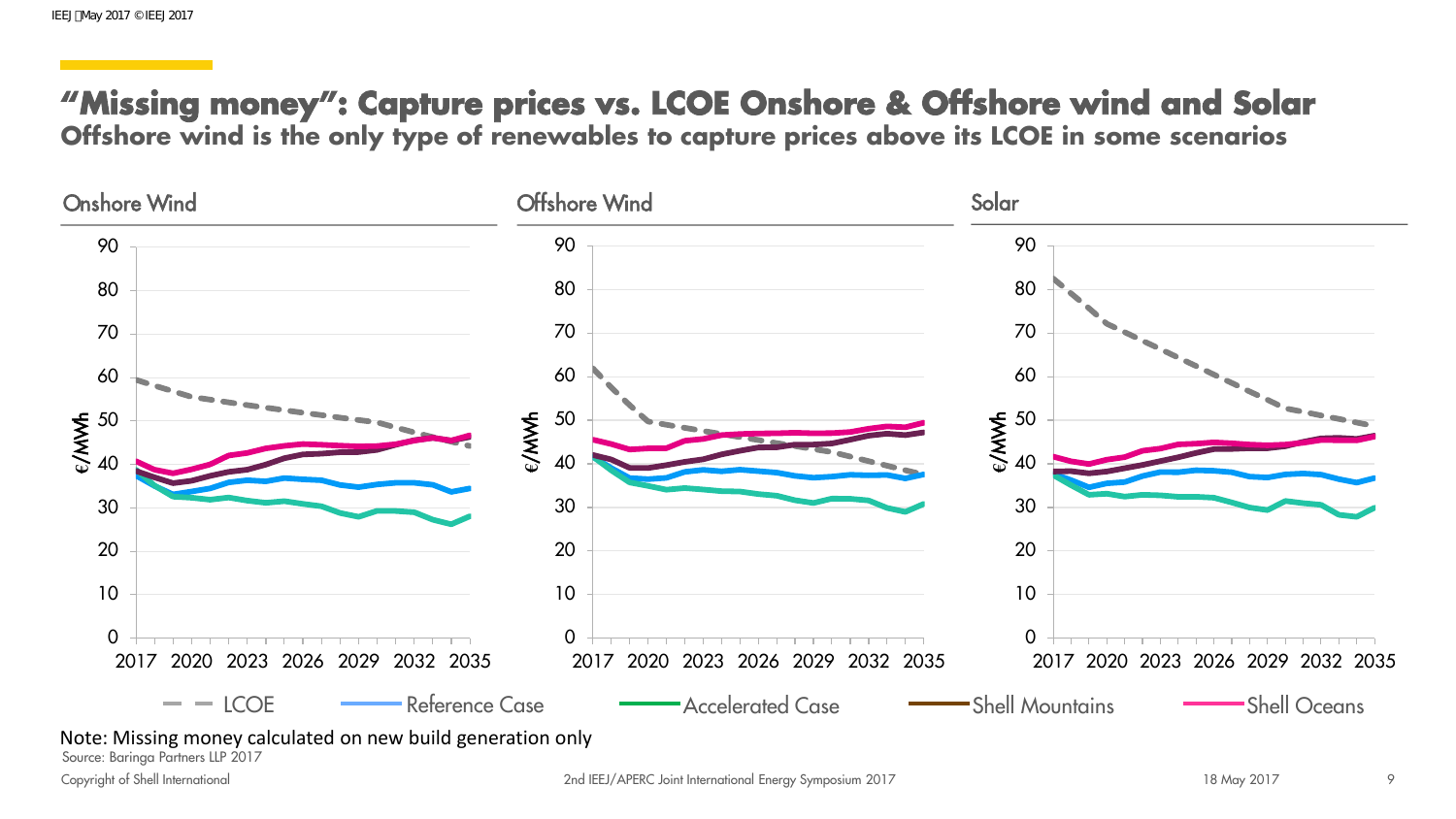# "Missing money": Capture prices vs. LCOE Onshore & Offshore wind and Solar

## Offshore wind is the only type of renewables to capture prices above its LCOE in some scenarios

Onshore Wind

Offshore Wind

Solar

€/MWh

LCOE — Reference Case — Accelerated Case — Shell Mountains — Shell Oceans

Note: Missing money calculated on new build generation only

Source: Baringa Partners LLP 2017

Copyright of Shell International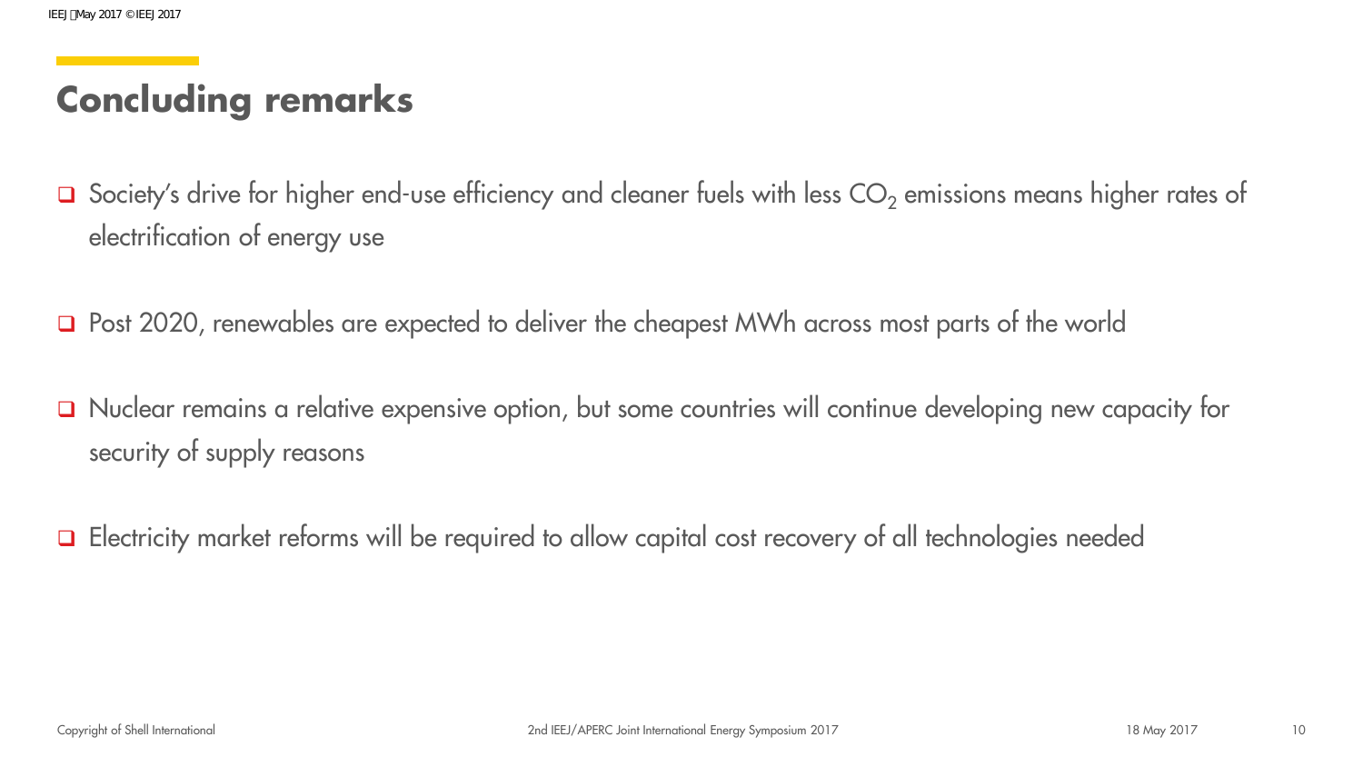# Concluding remarks

- Society's drive for higher end-use efficiency and cleaner fuels with less $CO_2$ emissions means higher rates of electrification of energy use

- Post 2020, renewables are expected to deliver the cheapest MWh across most parts of the world

- Nuclear remains a relative expensive option, but some countries will continue developing new capacity for security of supply reasons

- Electricity market reforms will be required to allow capital cost recovery of all technologies needed